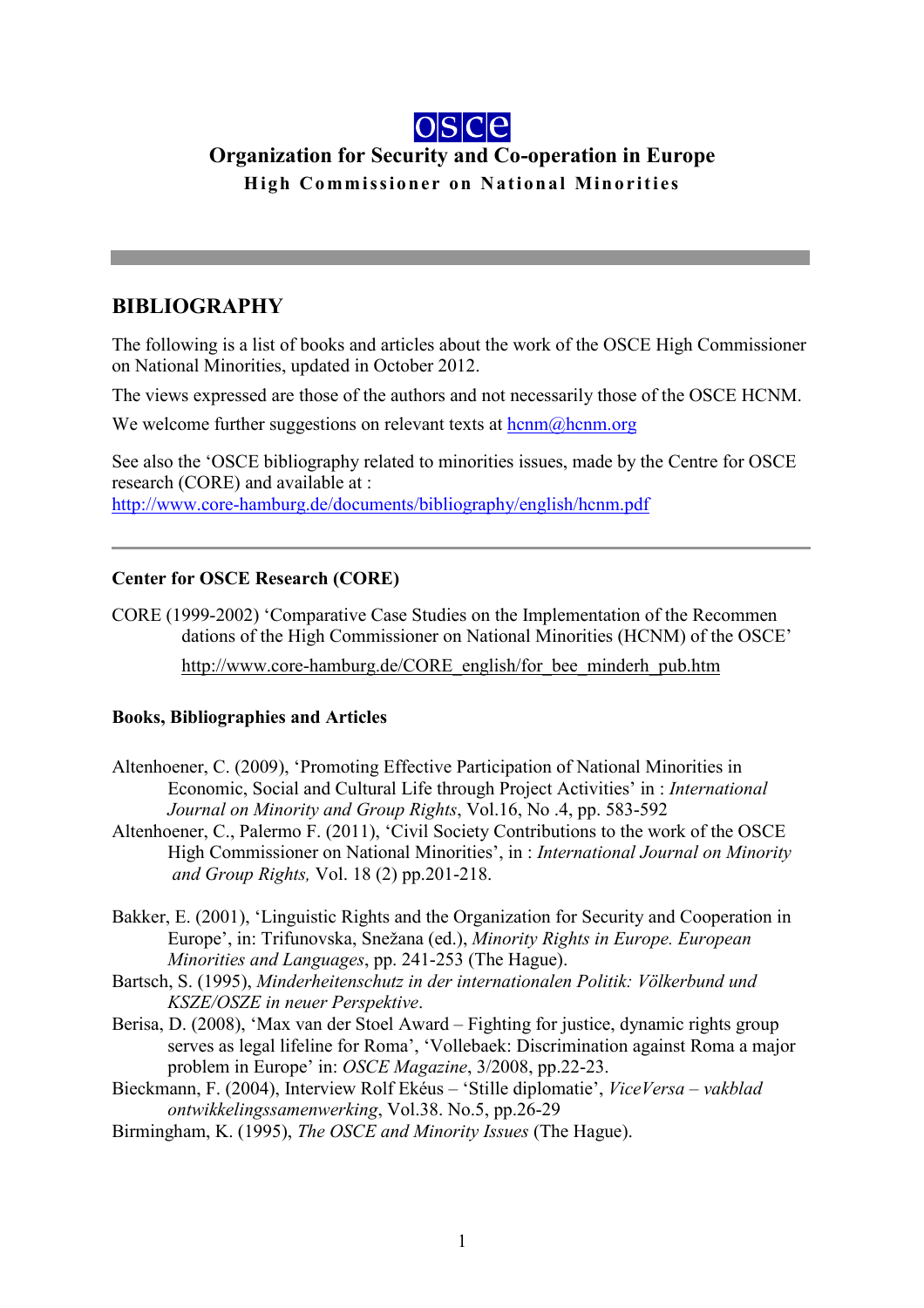OSCE

**Organization for Security and Co-operation in Europe**

**High Commissioner on National Minorities**

---

## BIBLIOGRAPHY

The following is a list of books and articles about the work of the OSCE High Commissioner on National Minorities, updated in October 2012.

The views expressed are those of the authors and not necessarily those of the OSCE HCNM.

We welcome further suggestions on relevant texts at hcnm@hcnm.org

See also the 'OSCE bibliography related to minorities issues, made by the Centre for OSCE research (CORE) and available at :
http://www.core-hamburg.de/documents/bibliography/english/hcnm.pdf

---

### Center for OSCE Research (CORE)

CORE (1999-2002) 'Comparative Case Studies on the Implementation of the Recommen dations of the High Commissioner on National Minorities (HCNM) of the OSCE'

http://www.core-hamburg.de/CORE_english/for_bee_minderh_pub.htm

### Books, Bibliographies and Articles

Altenhoener, C. (2009), 'Promoting Effective Participation of National Minorities in Economic, Social and Cultural Life through Project Activities' in : *International Journal on Minority and Group Rights*, Vol.16, No .4, pp. 583-592

Altenhoener, C., Palermo F. (2011), 'Civil Society Contributions to the work of the OSCE High Commissioner on National Minorities', in : *International Journal on Minority and Group Rights,* Vol. 18 (2) pp.201-218.

Bakker, E. (2001), 'Linguistic Rights and the Organization for Security and Cooperation in Europe', in: Trifunovska, Snežana (ed.), *Minority Rights in Europe. European Minorities and Languages*, pp. 241-253 (The Hague).

Bartsch, S. (1995), *Minderheitenschutz in der internationalen Politik: Völkerbund und KSZE/OSZE in neuer Perspektive*.

Berisa, D. (2008), 'Max van der Stoel Award – Fighting for justice, dynamic rights group serves as legal lifeline for Roma', 'Vollebaek: Discrimination against Roma a major problem in Europe' in: *OSCE Magazine*, 3/2008, pp.22-23.

Bieckmann, F. (2004), Interview Rolf Ekéus – 'Stille diplomatie', *ViceVersa – vakblad ontwikkelingssamenwerking*, Vol.38. No.5, pp.26-29

Birmingham, K. (1995), *The OSCE and Minority Issues* (The Hague).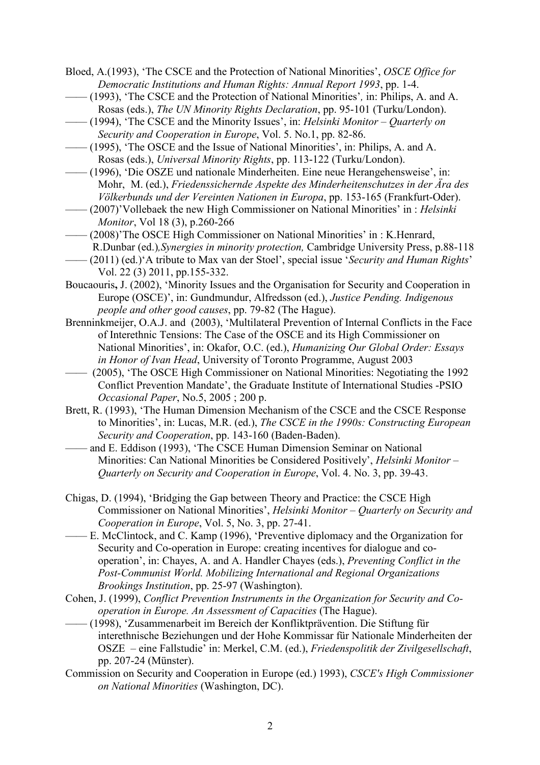Bloed, A.(1993), 'The CSCE and the Protection of National Minorities', *OSCE Office for Democratic Institutions and Human Rights: Annual Report 1993*, pp. 1-4.

—— (1993), 'The CSCE and the Protection of National Minorities', in: Philips, A. and A. Rosas (eds.), *The UN Minority Rights Declaration*, pp. 95-101 (Turku/London).

—— (1994), 'The CSCE and the Minority Issues', in: *Helsinki Monitor – Quarterly on Security and Cooperation in Europe*, Vol. 5. No.1, pp. 82-86.

—— (1995), 'The OSCE and the Issue of National Minorities', in: Philips, A. and A. Rosas (eds.), *Universal Minority Rights*, pp. 113-122 (Turku/London).

—— (1996), 'Die OSZE und nationale Minderheiten. Eine neue Herangehensweise', in: Mohr, M. (ed.), *Friedenssichernde Aspekte des Minderheitenschutzes in der Ära des Völkerbunds und der Vereinten Nationen in Europa*, pp. 153-165 (Frankfurt-Oder).

—— (2007)'Vollebaek the new High Commissioner on National Minorities' in : *Helsinki Monitor*, Vol 18 (3), p.260-266

—— (2008)'The OSCE High Commissioner on National Minorities' in : K.Henrard, R.Dunbar (ed.)*,Synergies in minority protection,* Cambridge University Press, p.88-118

—— (2011) (ed.)'A tribute to Max van der Stoel', special issue '*Security and Human Rights*' Vol. 22 (3) 2011, pp.155-332.

Boucaouris**,** J. (2002), 'Minority Issues and the Organisation for Security and Cooperation in Europe (OSCE)', in: Gundmundur, Alfredsson (ed.), *Justice Pending. Indigenous people and other good causes*, pp. 79-82 (The Hague).

Brenninkmeijer, O.A.J. and (2003), 'Multilateral Prevention of Internal Conflicts in the Face of Interethnic Tensions: The Case of the OSCE and its High Commissioner on National Minorities', in: Okafor, O.C. (ed.), *Humanizing Our Global Order: Essays in Honor of Ivan Head*, University of Toronto Programme, August 2003

—— (2005), 'The OSCE High Commissioner on National Minorities: Negotiating the 1992 Conflict Prevention Mandate', the Graduate Institute of International Studies -PSIO *Occasional Paper*, No.5, 2005 ; 200 p.

Brett, R. (1993), 'The Human Dimension Mechanism of the CSCE and the CSCE Response to Minorities', in: Lucas, M.R. (ed.), *The CSCE in the 1990s: Constructing European Security and Cooperation*, pp. 143-160 (Baden-Baden).

—— and E. Eddison (1993), 'The CSCE Human Dimension Seminar on National Minorities: Can National Minorities be Considered Positively', *Helsinki Monitor – Quarterly on Security and Cooperation in Europe*, Vol. 4. No. 3, pp. 39-43.

Chigas, D. (1994), 'Bridging the Gap between Theory and Practice: the CSCE High Commissioner on National Minorities', *Helsinki Monitor – Quarterly on Security and Cooperation in Europe*, Vol. 5, No. 3, pp. 27-41.

—— E. McClintock, and C. Kamp (1996), 'Preventive diplomacy and the Organization for Security and Co-operation in Europe: creating incentives for dialogue and co-operation', in: Chayes, A. and A. Handler Chayes (eds.), *Preventing Conflict in the Post-Communist World. Mobilizing International and Regional Organizations Brookings Institution*, pp. 25-97 (Washington).

Cohen, J. (1999), *Conflict Prevention Instruments in the Organization for Security and Co-operation in Europe. An Assessment of Capacities* (The Hague).

—— (1998), 'Zusammenarbeit im Bereich der Konfliktprävention. Die Stiftung für interethnische Beziehungen und der Hohe Kommissar für Nationale Minderheiten der OSZE – eine Fallstudie' in: Merkel, C.M. (ed.), *Friedenspolitik der Zivilgesellschaft*, pp. 207-24 (Münster).

Commission on Security and Cooperation in Europe (ed.) 1993), *CSCE's High Commissioner on National Minorities* (Washington, DC).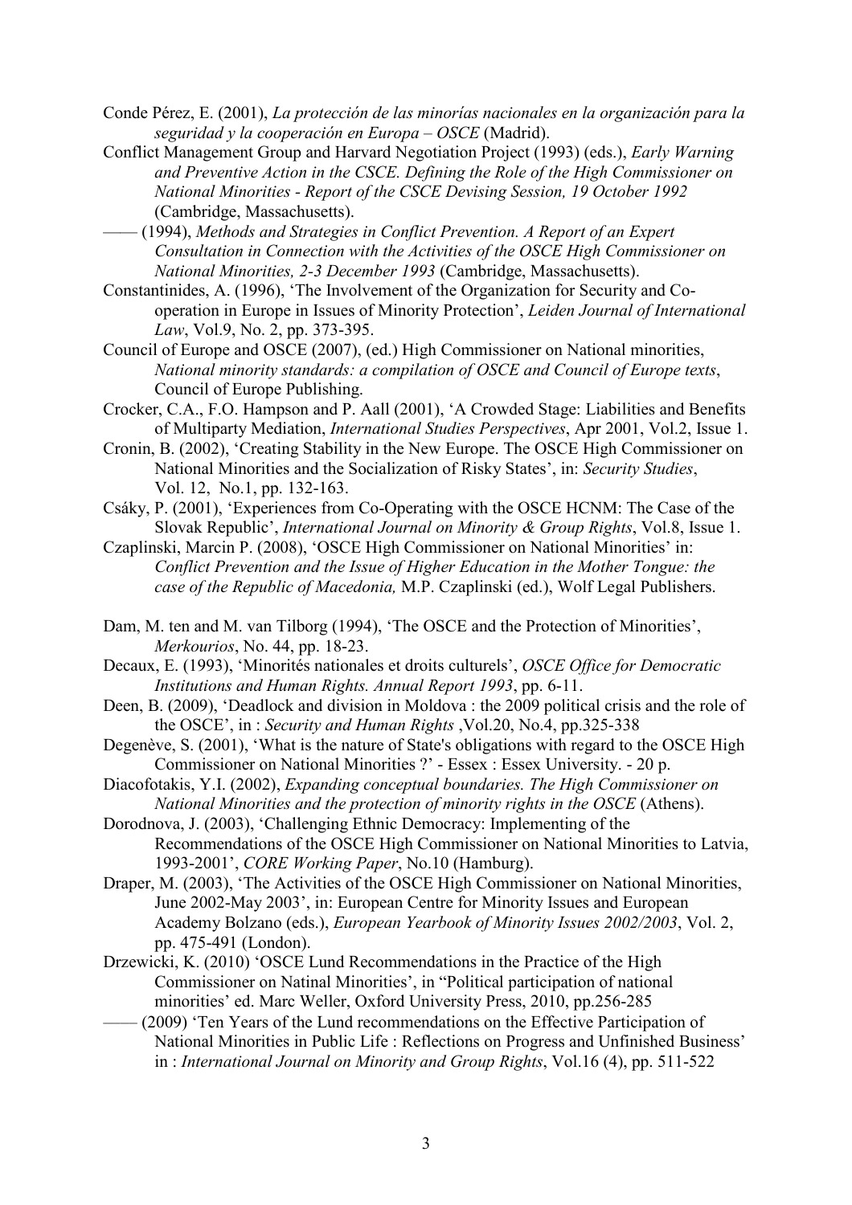Conde Pérez, E. (2001), *La protección de las minorías nacionales en la organización para la seguridad y la cooperación en Europa – OSCE* (Madrid).

Conflict Management Group and Harvard Negotiation Project (1993) (eds.), *Early Warning and Preventive Action in the CSCE. Defining the Role of the High Commissioner on National Minorities - Report of the CSCE Devising Session, 19 October 1992* (Cambridge, Massachusetts).

—— (1994), *Methods and Strategies in Conflict Prevention. A Report of an Expert Consultation in Connection with the Activities of the OSCE High Commissioner on National Minorities, 2-3 December 1993* (Cambridge, Massachusetts).

Constantinides, A. (1996), 'The Involvement of the Organization for Security and Co-operation in Europe in Issues of Minority Protection', *Leiden Journal of International Law*, Vol.9, No. 2, pp. 373-395.

Council of Europe and OSCE (2007), (ed.) High Commissioner on National minorities, *National minority standards: a compilation of OSCE and Council of Europe texts*, Council of Europe Publishing.

Crocker, C.A., F.O. Hampson and P. Aall (2001), 'A Crowded Stage: Liabilities and Benefits of Multiparty Mediation, *International Studies Perspectives*, Apr 2001, Vol.2, Issue 1.

Cronin, B. (2002), 'Creating Stability in the New Europe. The OSCE High Commissioner on National Minorities and the Socialization of Risky States', in: *Security Studies*, Vol. 12, No.1, pp. 132-163.

Csáky, P. (2001), 'Experiences from Co-Operating with the OSCE HCNM: The Case of the Slovak Republic', *International Journal on Minority & Group Rights*, Vol.8, Issue 1.

Czaplinski, Marcin P. (2008), 'OSCE High Commissioner on National Minorities' in: *Conflict Prevention and the Issue of Higher Education in the Mother Tongue: the case of the Republic of Macedonia,* M.P. Czaplinski (ed.), Wolf Legal Publishers.

Dam, M. ten and M. van Tilborg (1994), 'The OSCE and the Protection of Minorities', *Merkourios*, No. 44, pp. 18-23.

Decaux, E. (1993), 'Minorités nationales et droits culturels', *OSCE Office for Democratic Institutions and Human Rights. Annual Report 1993*, pp. 6-11.

Deen, B. (2009), 'Deadlock and division in Moldova : the 2009 political crisis and the role of the OSCE', in : *Security and Human Rights* ,Vol.20, No.4, pp.325-338

Degenève, S. (2001), 'What is the nature of State's obligations with regard to the OSCE High Commissioner on National Minorities ?' - Essex : Essex University. - 20 p.

Diacofotakis, Y.I. (2002), *Expanding conceptual boundaries. The High Commissioner on National Minorities and the protection of minority rights in the OSCE* (Athens).

Dorodnova, J. (2003), 'Challenging Ethnic Democracy: Implementing of the Recommendations of the OSCE High Commissioner on National Minorities to Latvia, 1993-2001', *CORE Working Paper*, No.10 (Hamburg).

Draper, M. (2003), 'The Activities of the OSCE High Commissioner on National Minorities, June 2002-May 2003', in: European Centre for Minority Issues and European Academy Bolzano (eds.), *European Yearbook of Minority Issues 2002/2003*, Vol. 2, pp. 475-491 (London).

Drzewicki, K. (2010) 'OSCE Lund Recommendations in the Practice of the High Commissioner on Natinal Minorities', in "Political participation of national minorities' ed. Marc Weller, Oxford University Press, 2010, pp.256-285

—— (2009) 'Ten Years of the Lund recommendations on the Effective Participation of National Minorities in Public Life : Reflections on Progress and Unfinished Business' in : *International Journal on Minority and Group Rights*, Vol.16 (4), pp. 511-522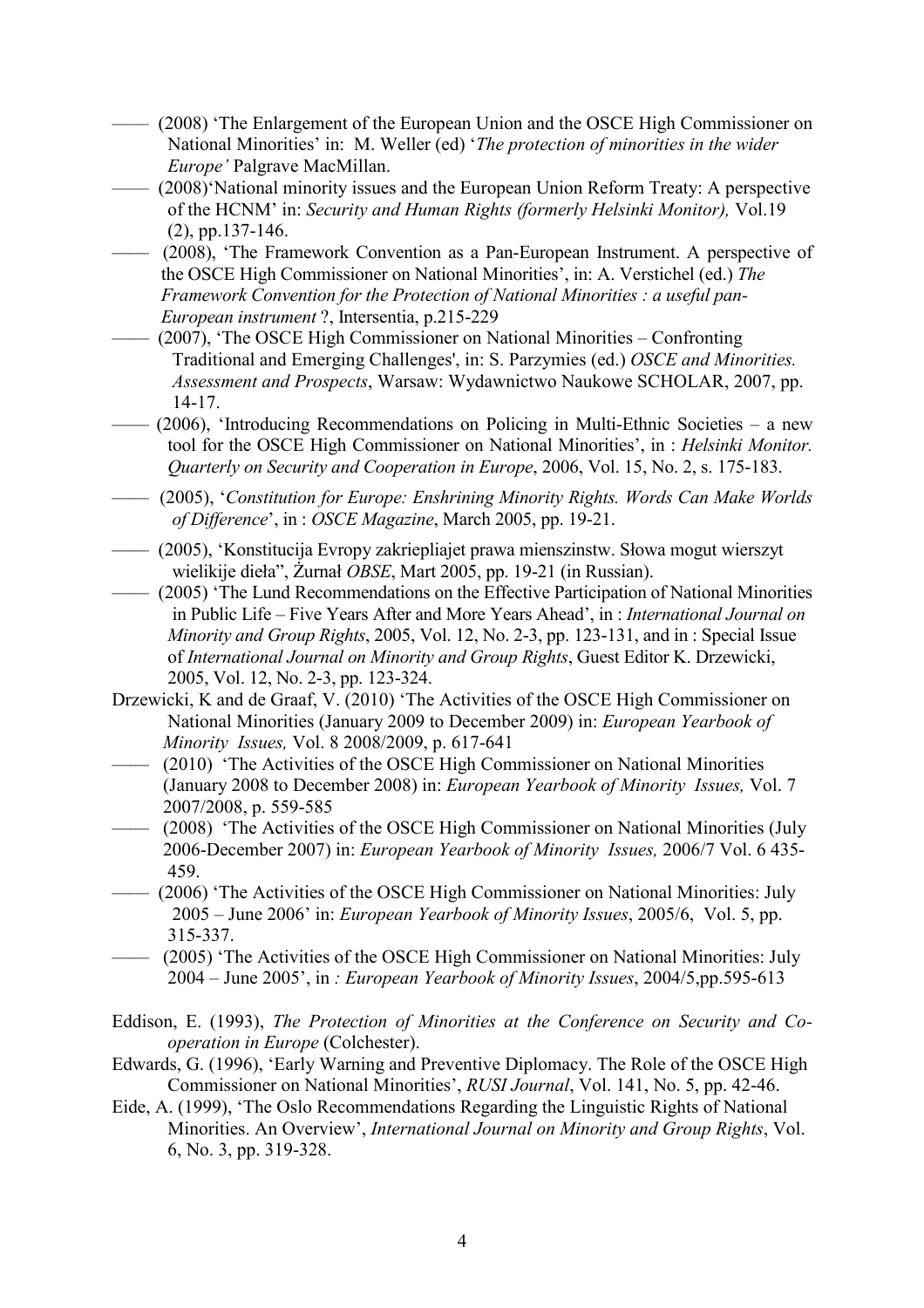—— (2008) 'The Enlargement of the European Union and the OSCE High Commissioner on National Minorities' in: M. Weller (ed) '*The protection of minorities in the wider Europe'* Palgrave MacMillan.

—— (2008)'National minority issues and the European Union Reform Treaty: A perspective of the HCNM' in: *Security and Human Rights (formerly Helsinki Monitor),* Vol.19 (2), pp.137-146.

—— (2008), 'The Framework Convention as a Pan-European Instrument. A perspective of the OSCE High Commissioner on National Minorities', in: A. Verstichel (ed.) *The Framework Convention for the Protection of National Minorities : a useful pan-European instrument* ?, Intersentia, p.215-229

—— (2007), 'The OSCE High Commissioner on National Minorities – Confronting Traditional and Emerging Challenges', in: S. Parzymies (ed.) *OSCE and Minorities. Assessment and Prospects*, Warsaw: Wydawnictwo Naukowe SCHOLAR, 2007, pp. 14-17.

—— (2006), 'Introducing Recommendations on Policing in Multi-Ethnic Societies – a new tool for the OSCE High Commissioner on National Minorities', in : *Helsinki Monitor. Quarterly on Security and Cooperation in Europe*, 2006, Vol. 15, No. 2, s. 175-183.

—— (2005), '*Constitution for Europe: Enshrining Minority Rights. Words Can Make Worlds of Difference*', in : *OSCE Magazine*, March 2005, pp. 19-21.

—— (2005), 'Konstitucija Evropy zakriepliajet prawa mienszinstw. Słowa mogut wierszyt wielikije dieła", Żurnał *OBSE*, Mart 2005, pp. 19-21 (in Russian).

—— (2005) 'The Lund Recommendations on the Effective Participation of National Minorities in Public Life – Five Years After and More Years Ahead', in : *International Journal on Minority and Group Rights*, 2005, Vol. 12, No. 2-3, pp. 123-131, and in : Special Issue of *International Journal on Minority and Group Rights*, Guest Editor K. Drzewicki, 2005, Vol. 12, No. 2-3, pp. 123-324.

Drzewicki, K and de Graaf, V. (2010) 'The Activities of the OSCE High Commissioner on National Minorities (January 2009 to December 2009) in: *European Yearbook of Minority Issues,* Vol. 8 2008/2009, p. 617-641

—— (2010) 'The Activities of the OSCE High Commissioner on National Minorities (January 2008 to December 2008) in: *European Yearbook of Minority Issues,* Vol. 7 2007/2008, p. 559-585

—— (2008) 'The Activities of the OSCE High Commissioner on National Minorities (July 2006-December 2007) in: *European Yearbook of Minority Issues,* 2006/7 Vol. 6 435-459.

—— (2006) 'The Activities of the OSCE High Commissioner on National Minorities: July 2005 – June 2006' in: *European Yearbook of Minority Issues*, 2005/6, Vol. 5, pp. 315-337.

—— (2005) 'The Activities of the OSCE High Commissioner on National Minorities: July 2004 – June 2005', in *: European Yearbook of Minority Issues*, 2004/5,pp.595-613

Eddison, E. (1993), *The Protection of Minorities at the Conference on Security and Co-operation in Europe* (Colchester).

Edwards, G. (1996), 'Early Warning and Preventive Diplomacy. The Role of the OSCE High Commissioner on National Minorities', *RUSI Journal*, Vol. 141, No. 5, pp. 42-46.

Eide, A. (1999), 'The Oslo Recommendations Regarding the Linguistic Rights of National Minorities. An Overview', *International Journal on Minority and Group Rights*, Vol. 6, No. 3, pp. 319-328.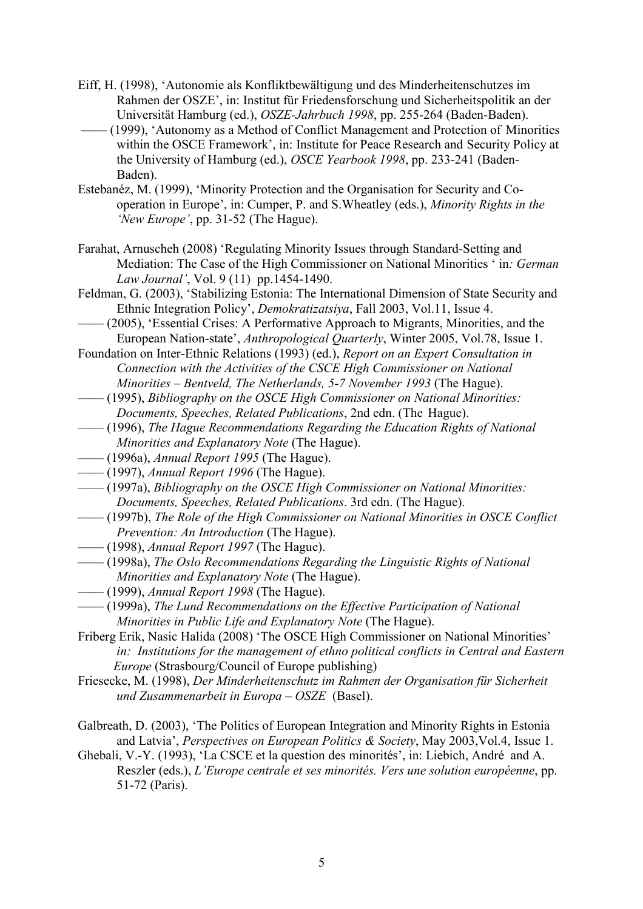Eiff, H. (1998), 'Autonomie als Konfliktbewältigung und des Minderheitenschutzes im Rahmen der OSZE', in: Institut für Friedensforschung und Sicherheitspolitik an der Universität Hamburg (ed.), *OSZE-Jahrbuch 1998*, pp. 255-264 (Baden-Baden).

—— (1999), 'Autonomy as a Method of Conflict Management and Protection of Minorities within the OSCE Framework', in: Institute for Peace Research and Security Policy at the University of Hamburg (ed.), *OSCE Yearbook 1998*, pp. 233-241 (Baden-Baden).

Estebanéz, M. (1999), 'Minority Protection and the Organisation for Security and Co-operation in Europe', in: Cumper, P. and S.Wheatley (eds.), *Minority Rights in the 'New Europe'*, pp. 31-52 (The Hague).

Farahat, Arnuscheh (2008) 'Regulating Minority Issues through Standard-Setting and Mediation: The Case of the High Commissioner on National Minorities ' in*: German Law Journal'*, Vol. 9 (11) pp.1454-1490.

Feldman, G. (2003), 'Stabilizing Estonia: The International Dimension of State Security and Ethnic Integration Policy', *Demokratizatsiya*, Fall 2003, Vol.11, Issue 4.

—— (2005), 'Essential Crises: A Performative Approach to Migrants, Minorities, and the European Nation-state', *Anthropological Quarterly*, Winter 2005, Vol.78, Issue 1.

Foundation on Inter-Ethnic Relations (1993) (ed.), *Report on an Expert Consultation in Connection with the Activities of the CSCE High Commissioner on National Minorities – Bentveld, The Netherlands, 5-7 November 1993* (The Hague).

—— (1995), *Bibliography on the OSCE High Commissioner on National Minorities: Documents, Speeches, Related Publications*, 2nd edn. (The Hague).

—— (1996), *The Hague Recommendations Regarding the Education Rights of National Minorities and Explanatory Note* (The Hague).

—— (1996a), *Annual Report 1995* (The Hague).

—— (1997), *Annual Report 1996* (The Hague).

—— (1997a), *Bibliography on the OSCE High Commissioner on National Minorities: Documents, Speeches, Related Publications*. 3rd edn. (The Hague).

—— (1997b), *The Role of the High Commissioner on National Minorities in OSCE Conflict Prevention: An Introduction* (The Hague).

—— (1998), *Annual Report 1997* (The Hague).

—— (1998a), *The Oslo Recommendations Regarding the Linguistic Rights of National Minorities and Explanatory Note* (The Hague).

—— (1999), *Annual Report 1998* (The Hague).

—— (1999a), *The Lund Recommendations on the Effective Participation of National Minorities in Public Life and Explanatory Note* (The Hague).

Friberg Erik, Nasic Halida (2008) 'The OSCE High Commissioner on National Minorities' *in: Institutions for the management of ethno political conflicts in Central and Eastern Europe* (Strasbourg/Council of Europe publishing)

Friesecke, M. (1998), *Der Minderheitenschutz im Rahmen der Organisation für Sicherheit und Zusammenarbeit in Europa – OSZE* (Basel).

Galbreath, D. (2003), 'The Politics of European Integration and Minority Rights in Estonia and Latvia', *Perspectives on European Politics & Society*, May 2003,Vol.4, Issue 1.

Ghebali, V.-Y. (1993), 'La CSCE et la question des minorités', in: Liebich, André and A. Reszler (eds.), *L'Europe centrale et ses minorités. Vers une solution européenne*, pp. 51-72 (Paris).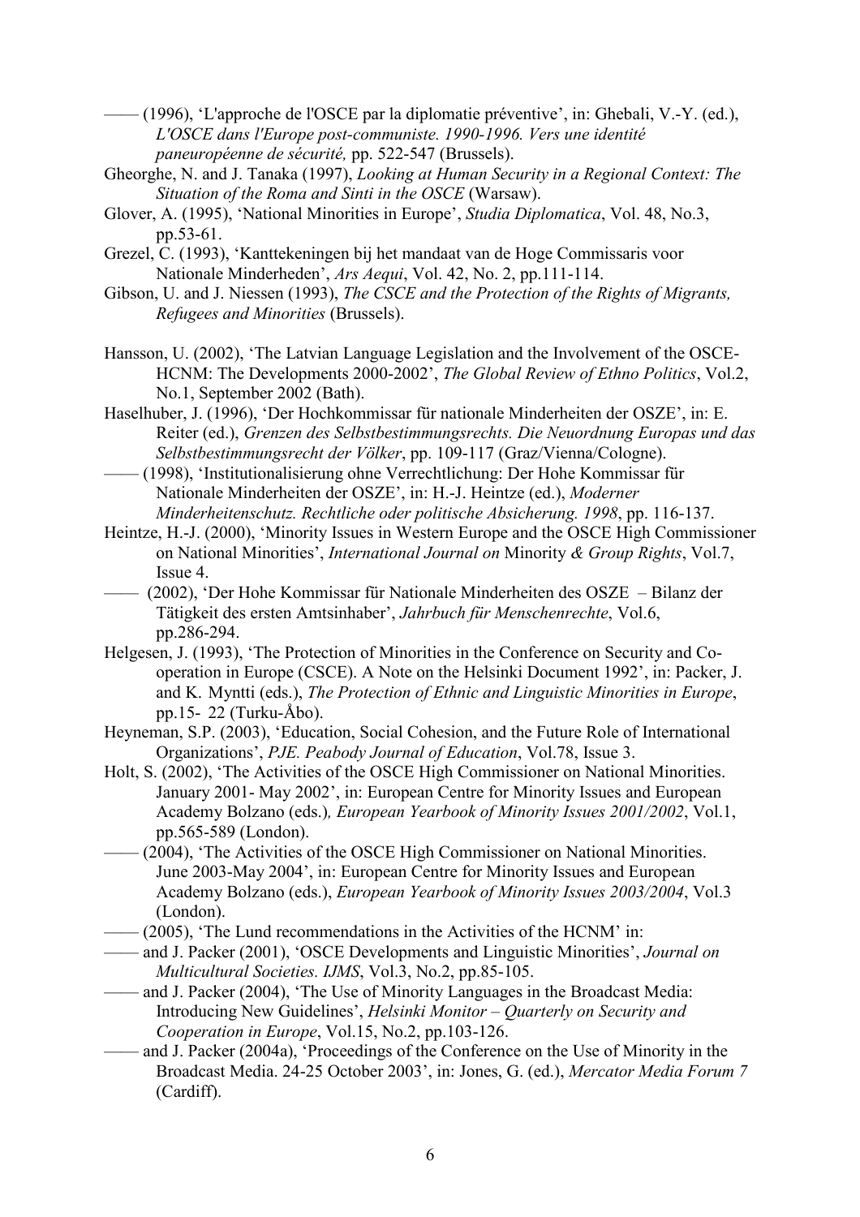—— (1996), 'L'approche de l'OSCE par la diplomatie préventive', in: Ghebali, V.-Y. (ed.), *L'OSCE dans l'Europe post-communiste. 1990-1996. Vers une identité paneuropéenne de sécurité,* pp. 522-547 (Brussels).

Gheorghe, N. and J. Tanaka (1997), *Looking at Human Security in a Regional Context: The Situation of the Roma and Sinti in the OSCE* (Warsaw).

Glover, A. (1995), 'National Minorities in Europe', *Studia Diplomatica*, Vol. 48, No.3, pp.53-61.

Grezel, C. (1993), 'Kanttekeningen bij het mandaat van de Hoge Commissaris voor Nationale Minderheden', *Ars Aequi*, Vol. 42, No. 2, pp.111-114.

Gibson, U. and J. Niessen (1993), *The CSCE and the Protection of the Rights of Migrants, Refugees and Minorities* (Brussels).

Hansson, U. (2002), 'The Latvian Language Legislation and the Involvement of the OSCE-HCNM: The Developments 2000-2002', *The Global Review of Ethno Politics*, Vol.2, No.1, September 2002 (Bath).

Haselhuber, J. (1996), 'Der Hochkommissar für nationale Minderheiten der OSZE', in: E. Reiter (ed.), *Grenzen des Selbstbestimmungsrechts. Die Neuordnung Europas und das Selbstbestimmungsrecht der Völker*, pp. 109-117 (Graz/Vienna/Cologne).

—— (1998), 'Institutionalisierung ohne Verrechtlichung: Der Hohe Kommissar für Nationale Minderheiten der OSZE', in: H.-J. Heintze (ed.), *Moderner Minderheitenschutz. Rechtliche oder politische Absicherung. 1998*, pp. 116-137.

Heintze, H.-J. (2000), 'Minority Issues in Western Europe and the OSCE High Commissioner on National Minorities', *International Journal on* Minority *& Group Rights*, Vol.7, Issue 4.

—— (2002), 'Der Hohe Kommissar für Nationale Minderheiten des OSZE – Bilanz der Tätigkeit des ersten Amtsinhaber', *Jahrbuch für Menschenrechte*, Vol.6, pp.286-294.

Helgesen, J. (1993), 'The Protection of Minorities in the Conference on Security and Co-operation in Europe (CSCE). A Note on the Helsinki Document 1992', in: Packer, J. and K. Myntti (eds.), *The Protection of Ethnic and Linguistic Minorities in Europe*, pp.15- 22 (Turku-Åbo).

Heyneman, S.P. (2003), 'Education, Social Cohesion, and the Future Role of International Organizations', *PJE. Peabody Journal of Education*, Vol.78, Issue 3.

Holt, S. (2002), 'The Activities of the OSCE High Commissioner on National Minorities. January 2001- May 2002', in: European Centre for Minority Issues and European Academy Bolzano (eds.)*, European Yearbook of Minority Issues 2001/2002*, Vol.1, pp.565-589 (London).

—— (2004), 'The Activities of the OSCE High Commissioner on National Minorities. June 2003-May 2004', in: European Centre for Minority Issues and European Academy Bolzano (eds.), *European Yearbook of Minority Issues 2003/2004*, Vol.3 (London).

—— (2005), 'The Lund recommendations in the Activities of the HCNM' in:

—— and J. Packer (2001), 'OSCE Developments and Linguistic Minorities', *Journal on Multicultural Societies. IJMS*, Vol.3, No.2, pp.85-105.

—— and J. Packer (2004), 'The Use of Minority Languages in the Broadcast Media: Introducing New Guidelines', *Helsinki Monitor – Quarterly on Security and Cooperation in Europe*, Vol.15, No.2, pp.103-126.

—— and J. Packer (2004a), 'Proceedings of the Conference on the Use of Minority in the Broadcast Media. 24-25 October 2003', in: Jones, G. (ed.), *Mercator Media Forum 7* (Cardiff).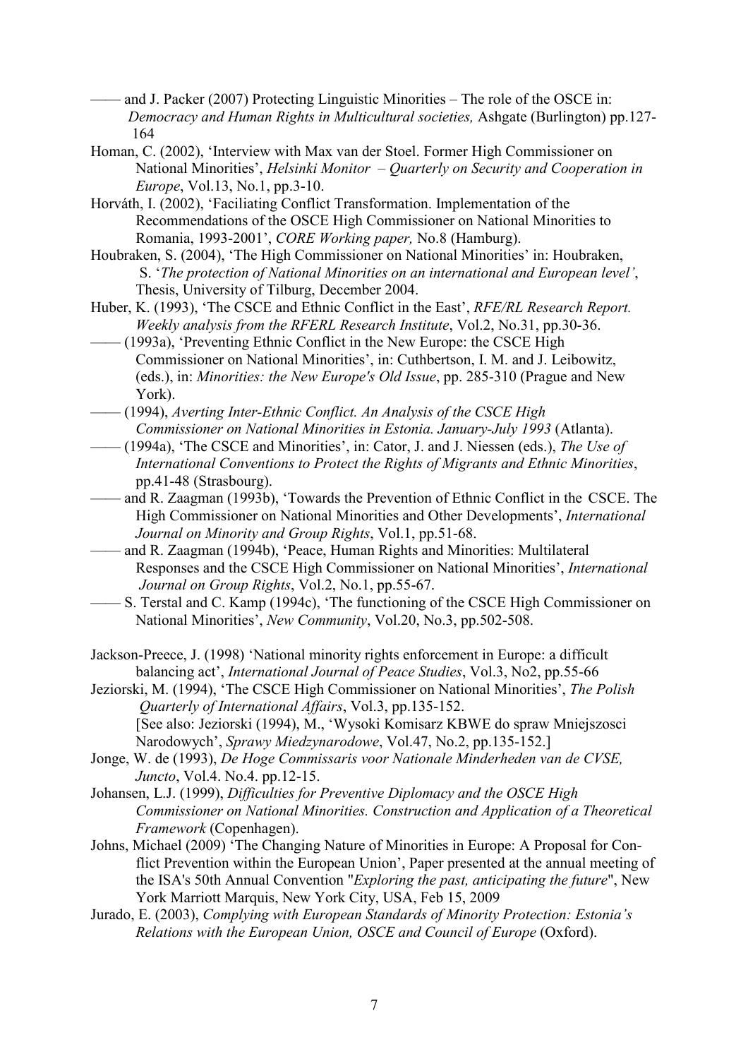—— and J. Packer (2007) Protecting Linguistic Minorities – The role of the OSCE in: *Democracy and Human Rights in Multicultural societies,* Ashgate (Burlington) pp.127-164

Homan, C. (2002), 'Interview with Max van der Stoel. Former High Commissioner on National Minorities', *Helsinki Monitor – Quarterly on Security and Cooperation in Europe*, Vol.13, No.1, pp.3-10.

Horváth, I. (2002), 'Faciliating Conflict Transformation. Implementation of the Recommendations of the OSCE High Commissioner on National Minorities to Romania, 1993-2001', *CORE Working paper,* No.8 (Hamburg).

Houbraken, S. (2004), 'The High Commissioner on National Minorities' in: Houbraken, S. '*The protection of National Minorities on an international and European level'*, Thesis, University of Tilburg, December 2004.

Huber, K. (1993), 'The CSCE and Ethnic Conflict in the East', *RFE/RL Research Report. Weekly analysis from the RFERL Research Institute*, Vol.2, No.31, pp.30-36.

—— (1993a), 'Preventing Ethnic Conflict in the New Europe: the CSCE High Commissioner on National Minorities', in: Cuthbertson, I. M. and J. Leibowitz, (eds.), in: *Minorities: the New Europe's Old Issue*, pp. 285-310 (Prague and New York).

—— (1994), *Averting Inter-Ethnic Conflict. An Analysis of the CSCE High Commissioner on National Minorities in Estonia. January-July 1993* (Atlanta).

—— (1994a), 'The CSCE and Minorities', in: Cator, J. and J. Niessen (eds.), *The Use of International Conventions to Protect the Rights of Migrants and Ethnic Minorities*, pp.41-48 (Strasbourg).

—— and R. Zaagman (1993b), 'Towards the Prevention of Ethnic Conflict in the CSCE. The High Commissioner on National Minorities and Other Developments', *International Journal on Minority and Group Rights*, Vol.1, pp.51-68.

—— and R. Zaagman (1994b), 'Peace, Human Rights and Minorities: Multilateral Responses and the CSCE High Commissioner on National Minorities', *International Journal on Group Rights*, Vol.2, No.1, pp.55-67.

—— S. Terstal and C. Kamp (1994c), 'The functioning of the CSCE High Commissioner on National Minorities', *New Community*, Vol.20, No.3, pp.502-508.

Jackson-Preece, J. (1998) 'National minority rights enforcement in Europe: a difficult balancing act', *International Journal of Peace Studies*, Vol.3, No2, pp.55-66

Jeziorski, M. (1994), 'The CSCE High Commissioner on National Minorities', *The Polish Quarterly of International Affairs*, Vol.3, pp.135-152.
[See also: Jeziorski (1994), M., 'Wysoki Komisarz KBWE do spraw Mniejszosci Narodowych', *Sprawy Miedzynarodowe*, Vol.47, No.2, pp.135-152.]

Jonge, W. de (1993), *De Hoge Commissaris voor Nationale Minderheden van de CVSE, Juncto*, Vol.4. No.4. pp.12-15.

Johansen, L.J. (1999), *Difficulties for Preventive Diplomacy and the OSCE High Commissioner on National Minorities. Construction and Application of a Theoretical Framework* (Copenhagen).

Johns, Michael (2009) 'The Changing Nature of Minorities in Europe: A Proposal for Conflict Prevention within the European Union', Paper presented at the annual meeting of the ISA's 50th Annual Convention "*Exploring the past, anticipating the future*", New York Marriott Marquis, New York City, USA, Feb 15, 2009

Jurado, E. (2003), *Complying with European Standards of Minority Protection: Estonia's Relations with the European Union, OSCE and Council of Europe* (Oxford).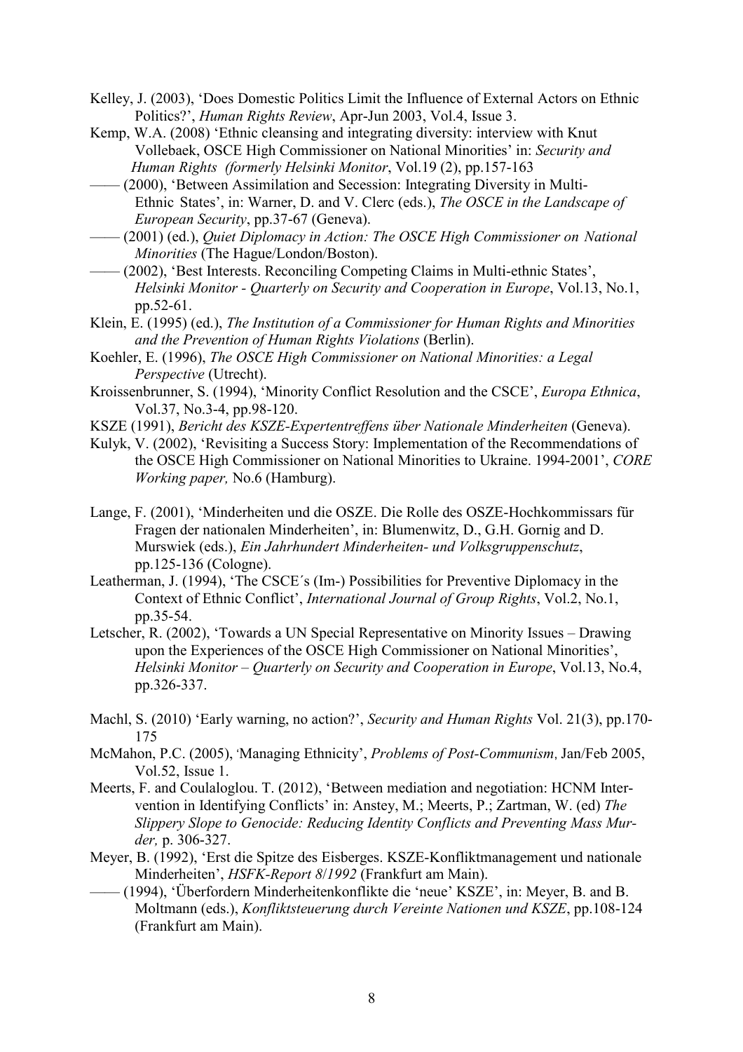Kelley, J. (2003), 'Does Domestic Politics Limit the Influence of External Actors on Ethnic Politics?', *Human Rights Review*, Apr-Jun 2003, Vol.4, Issue 3.

Kemp, W.A. (2008) 'Ethnic cleansing and integrating diversity: interview with Knut Vollebaek, OSCE High Commissioner on National Minorities' in: *Security and Human Rights (formerly Helsinki Monitor*, Vol.19 (2), pp.157-163

—— (2000), 'Between Assimilation and Secession: Integrating Diversity in Multi-Ethnic States', in: Warner, D. and V. Clerc (eds.), *The OSCE in the Landscape of European Security*, pp.37-67 (Geneva).

—— (2001) (ed.), *Quiet Diplomacy in Action: The OSCE High Commissioner on National Minorities* (The Hague/London/Boston).

—— (2002), 'Best Interests. Reconciling Competing Claims in Multi-ethnic States', *Helsinki Monitor - Quarterly on Security and Cooperation in Europe*, Vol.13, No.1, pp.52-61.

Klein, E. (1995) (ed.), *The Institution of a Commissioner for Human Rights and Minorities and the Prevention of Human Rights Violations* (Berlin).

Koehler, E. (1996), *The OSCE High Commissioner on National Minorities: a Legal Perspective* (Utrecht).

Kroissenbrunner, S. (1994), 'Minority Conflict Resolution and the CSCE', *Europa Ethnica*, Vol.37, No.3-4, pp.98-120.

KSZE (1991), *Bericht des KSZE-Expertentreffens über Nationale Minderheiten* (Geneva).

Kulyk, V. (2002), 'Revisiting a Success Story: Implementation of the Recommendations of the OSCE High Commissioner on National Minorities to Ukraine. 1994-2001', *CORE Working paper,* No.6 (Hamburg).

Lange, F. (2001), 'Minderheiten und die OSZE. Die Rolle des OSZE-Hochkommissars für Fragen der nationalen Minderheiten', in: Blumenwitz, D., G.H. Gornig and D. Murswiek (eds.), *Ein Jahrhundert Minderheiten- und Volksgruppenschutz*, pp.125-136 (Cologne).

Leatherman, J. (1994), 'The CSCE´s (Im-) Possibilities for Preventive Diplomacy in the Context of Ethnic Conflict', *International Journal of Group Rights*, Vol.2, No.1, pp.35-54.

Letscher, R. (2002), 'Towards a UN Special Representative on Minority Issues – Drawing upon the Experiences of the OSCE High Commissioner on National Minorities', *Helsinki Monitor – Quarterly on Security and Cooperation in Europe*, Vol.13, No.4, pp.326-337.

Machl, S. (2010) 'Early warning, no action?', *Security and Human Rights* Vol. 21(3), pp.170-175

McMahon, P.C. (2005), 'Managing Ethnicity', *Problems of Post-Communism*, Jan/Feb 2005, Vol.52, Issue 1.

Meerts, F. and Coulaloglou. T. (2012), 'Between mediation and negotiation: HCNM Intervention in Identifying Conflicts' in: Anstey, M.; Meerts, P.; Zartman, W. (ed) *The Slippery Slope to Genocide: Reducing Identity Conflicts and Preventing Mass Murder,* p. 306-327.

Meyer, B. (1992), 'Erst die Spitze des Eisberges. KSZE-Konfliktmanagement und nationale Minderheiten', *HSFK-Report 8/1992* (Frankfurt am Main).

—— (1994), 'Überfordern Minderheitenkonflikte die 'neue' KSZE', in: Meyer, B. and B. Moltmann (eds.), *Konfliktsteuerung durch Vereinte Nationen und KSZE*, pp.108-124 (Frankfurt am Main).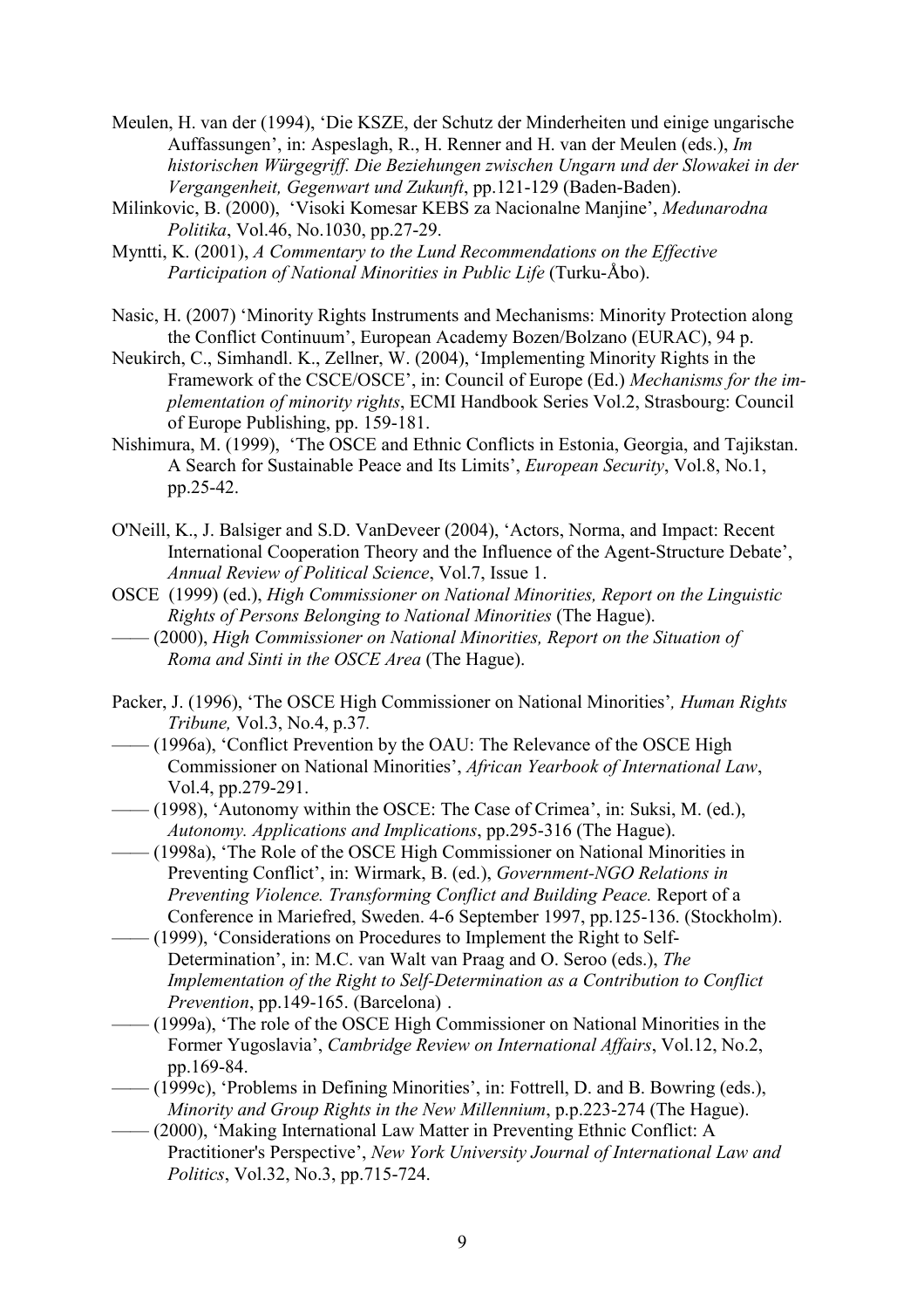Meulen, H. van der (1994), 'Die KSZE, der Schutz der Minderheiten und einige ungarische Auffassungen', in: Aspeslagh, R., H. Renner and H. van der Meulen (eds.), *Im historischen Würgegriff. Die Beziehungen zwischen Ungarn und der Slowakei in der Vergangenheit, Gegenwart und Zukunft*, pp.121-129 (Baden-Baden).

Milinkovic, B. (2000), 'Visoki Komesar KEBS za Nacionalne Manjine', *Medunarodna Politika*, Vol.46, No.1030, pp.27-29.

Myntti, K. (2001), *A Commentary to the Lund Recommendations on the Effective Participation of National Minorities in Public Life* (Turku-Åbo).

Nasic, H. (2007) 'Minority Rights Instruments and Mechanisms: Minority Protection along the Conflict Continuum', European Academy Bozen/Bolzano (EURAC), 94 p.

Neukirch, C., Simhandl. K., Zellner, W. (2004), 'Implementing Minority Rights in the Framework of the CSCE/OSCE', in: Council of Europe (Ed.) *Mechanisms for the implementation of minority rights*, ECMI Handbook Series Vol.2, Strasbourg: Council of Europe Publishing, pp. 159-181.

Nishimura, M. (1999), 'The OSCE and Ethnic Conflicts in Estonia, Georgia, and Tajikstan. A Search for Sustainable Peace and Its Limits', *European Security*, Vol.8, No.1, pp.25-42.

O'Neill, K., J. Balsiger and S.D. VanDeveer (2004), 'Actors, Norma, and Impact: Recent International Cooperation Theory and the Influence of the Agent-Structure Debate', *Annual Review of Political Science*, Vol.7, Issue 1.

OSCE (1999) (ed.), *High Commissioner on National Minorities, Report on the Linguistic Rights of Persons Belonging to National Minorities* (The Hague).

—— (2000), *High Commissioner on National Minorities, Report on the Situation of Roma and Sinti in the OSCE Area* (The Hague).

Packer, J. (1996), 'The OSCE High Commissioner on National Minorities'*, Human Rights Tribune,* Vol.3, No.4, p.37*.*

—— (1996a), 'Conflict Prevention by the OAU: The Relevance of the OSCE High Commissioner on National Minorities', *African Yearbook of International Law*, Vol.4, pp.279-291.

—— (1998), 'Autonomy within the OSCE: The Case of Crimea', in: Suksi, M. (ed.), *Autonomy. Applications and Implications*, pp.295-316 (The Hague).

—— (1998a), 'The Role of the OSCE High Commissioner on National Minorities in Preventing Conflict', in: Wirmark, B. (ed.), *Government-NGO Relations in Preventing Violence. Transforming Conflict and Building Peace.* Report of a Conference in Mariefred, Sweden. 4-6 September 1997, pp.125-136. (Stockholm).

—— (1999), 'Considerations on Procedures to Implement the Right to Self-Determination', in: M.C. van Walt van Praag and O. Seroo (eds.), *The Implementation of the Right to Self-Determination as a Contribution to Conflict Prevention*, pp.149-165. (Barcelona) .

—— (1999a), 'The role of the OSCE High Commissioner on National Minorities in the Former Yugoslavia', *Cambridge Review on International Affairs*, Vol.12, No.2, pp.169-84.

—— (1999c), 'Problems in Defining Minorities', in: Fottrell, D. and B. Bowring (eds.), *Minority and Group Rights in the New Millennium*, p.p.223-274 (The Hague).

—— (2000), 'Making International Law Matter in Preventing Ethnic Conflict: A Practitioner's Perspective', *New York University Journal of International Law and Politics*, Vol.32, No.3, pp.715-724.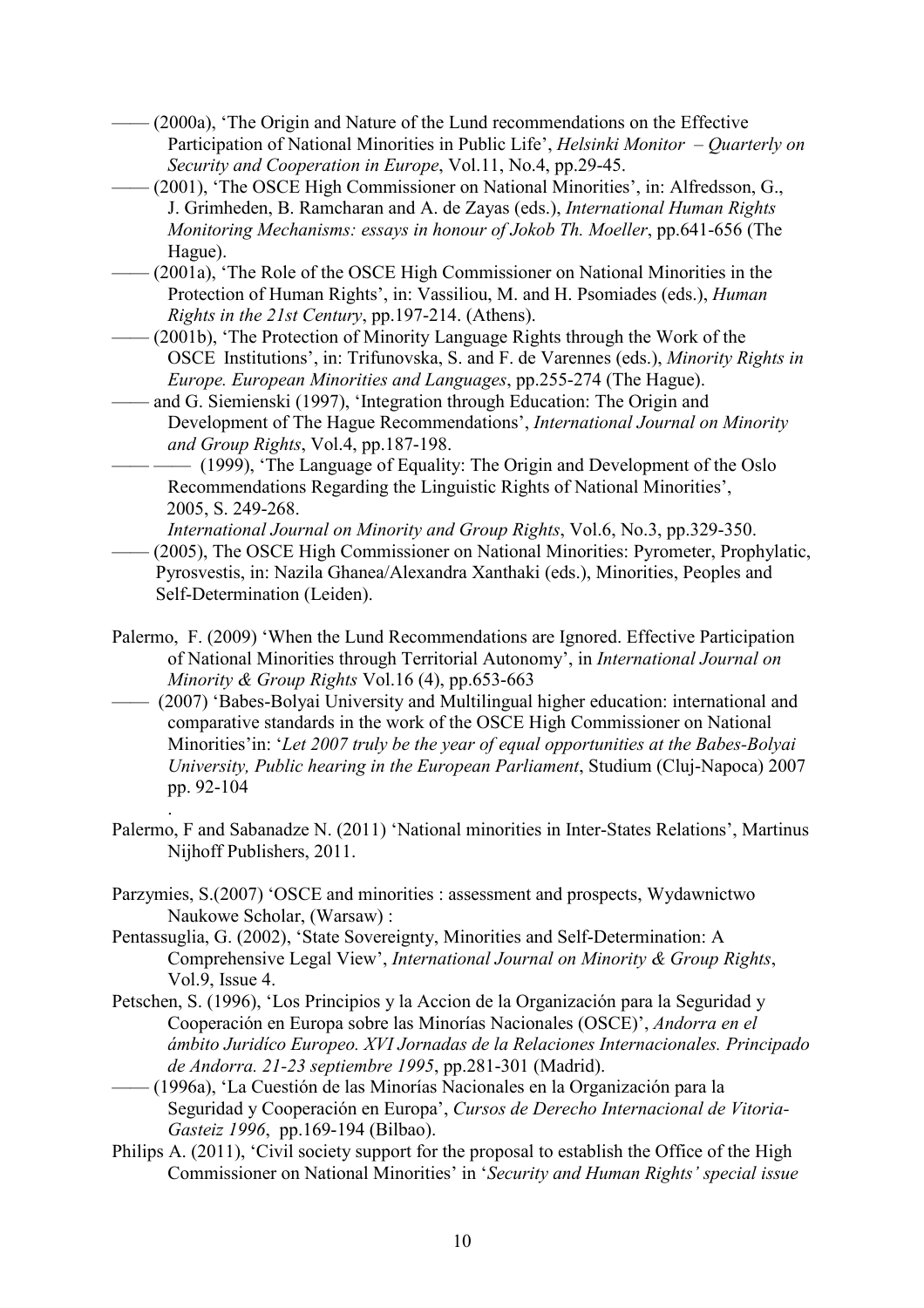—— (2000a), 'The Origin and Nature of the Lund recommendations on the Effective Participation of National Minorities in Public Life', *Helsinki Monitor – Quarterly on Security and Cooperation in Europe*, Vol.11, No.4, pp.29-45.

—— (2001), 'The OSCE High Commissioner on National Minorities', in: Alfredsson, G., J. Grimheden, B. Ramcharan and A. de Zayas (eds.), *International Human Rights Monitoring Mechanisms: essays in honour of Jokob Th. Moeller*, pp.641-656 (The Hague).

—— (2001a), 'The Role of the OSCE High Commissioner on National Minorities in the Protection of Human Rights', in: Vassiliou, M. and H. Psomiades (eds.), *Human Rights in the 21st Century*, pp.197-214. (Athens).

—— (2001b), 'The Protection of Minority Language Rights through the Work of the OSCE Institutions', in: Trifunovska, S. and F. de Varennes (eds.), *Minority Rights in Europe. European Minorities and Languages*, pp.255-274 (The Hague).

—— and G. Siemienski (1997), 'Integration through Education: The Origin and Development of The Hague Recommendations', *International Journal on Minority and Group Rights*, Vol.4, pp.187-198.

—— —— (1999), 'The Language of Equality: The Origin and Development of the Oslo Recommendations Regarding the Linguistic Rights of National Minorities', 2005, S. 249-268.
*International Journal on Minority and Group Rights*, Vol.6, No.3, pp.329-350.

—— (2005), The OSCE High Commissioner on National Minorities: Pyrometer, Prophylatic, Pyrosvestis, in: Nazila Ghanea/Alexandra Xanthaki (eds.), Minorities, Peoples and Self-Determination (Leiden).

Palermo, F. (2009) 'When the Lund Recommendations are Ignored. Effective Participation of National Minorities through Territorial Autonomy', in *International Journal on Minority & Group Rights* Vol.16 (4), pp.653-663

—— (2007) 'Babes-Bolyai University and Multilingual higher education: international and comparative standards in the work of the OSCE High Commissioner on National Minorities'in: '*Let 2007 truly be the year of equal opportunities at the Babes-Bolyai University, Public hearing in the European Parliament*, Studium (Cluj-Napoca) 2007 pp. 92-104
.

Palermo, F and Sabanadze N. (2011) 'National minorities in Inter-States Relations', Martinus Nijhoff Publishers, 2011.

Parzymies, S.(2007) 'OSCE and minorities : assessment and prospects, Wydawnictwo Naukowe Scholar, (Warsaw) :

Pentassuglia, G. (2002), 'State Sovereignty, Minorities and Self-Determination: A Comprehensive Legal View', *International Journal on Minority & Group Rights*, Vol.9, Issue 4.

Petschen, S. (1996), 'Los Principios y la Accion de la Organización para la Seguridad y Cooperación en Europa sobre las Minorías Nacionales (OSCE)', *Andorra en el ámbito Juridíco Europeo. XVI Jornadas de la Relaciones Internacionales. Principado de Andorra. 21-23 septiembre 1995*, pp.281-301 (Madrid).

—— (1996a), 'La Cuestión de las Minorías Nacionales en la Organización para la Seguridad y Cooperación en Europa', *Cursos de Derecho Internacional de Vitoria-Gasteiz 1996*, pp.169-194 (Bilbao).

Philips A. (2011), 'Civil society support for the proposal to establish the Office of the High Commissioner on National Minorities' in '*Security and Human Rights' special issue*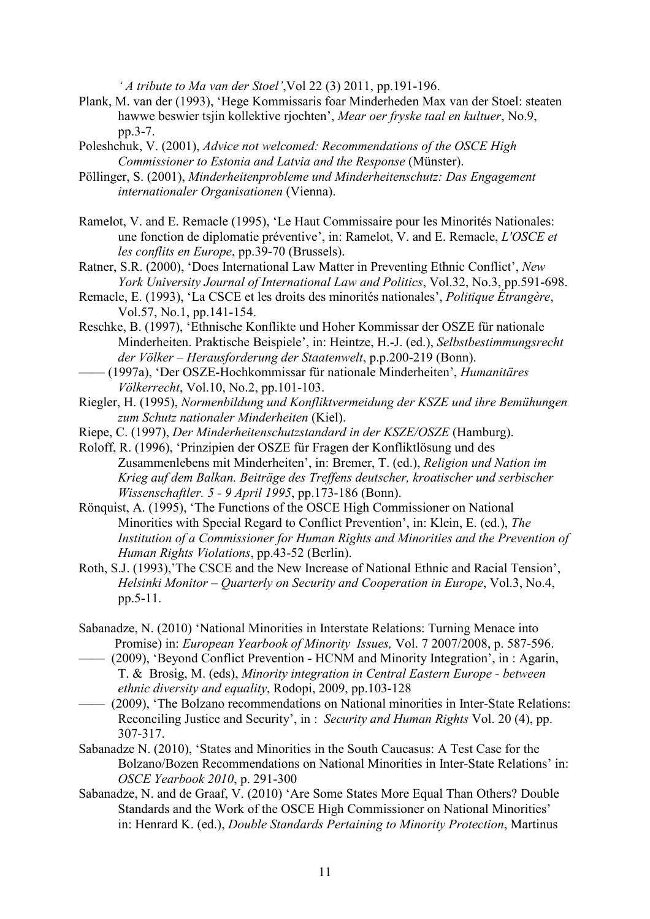*' A tribute to Ma van der Stoel'*,Vol 22 (3) 2011, pp.191-196.

Plank, M. van der (1993), 'Hege Kommissaris foar Minderheden Max van der Stoel: steaten hawwe beswier tsjin kollektive rjochten', *Mear oer fryske taal en kultuer*, No.9, pp.3-7.

Poleshchuk, V. (2001), *Advice not welcomed: Recommendations of the OSCE High Commissioner to Estonia and Latvia and the Response* (Münster).

Pöllinger, S. (2001), *Minderheitenprobleme und Minderheitenschutz: Das Engagement internationaler Organisationen* (Vienna).

Ramelot, V. and E. Remacle (1995), 'Le Haut Commissaire pour les Minorités Nationales: une fonction de diplomatie préventive', in: Ramelot, V. and E. Remacle, *L'OSCE et les conflits en Europe*, pp.39-70 (Brussels).

Ratner, S.R. (2000), 'Does International Law Matter in Preventing Ethnic Conflict', *New York University Journal of International Law and Politics*, Vol.32, No.3, pp.591-698.

Remacle, E. (1993), 'La CSCE et les droits des minorités nationales', *Politique Étrangère*, Vol.57, No.1, pp.141-154.

Reschke, B. (1997), 'Ethnische Konflikte und Hoher Kommissar der OSZE für nationale Minderheiten. Praktische Beispiele', in: Heintze, H.-J. (ed.), *Selbstbestimmungsrecht der Völker – Herausforderung der Staatenwelt*, p.p.200-219 (Bonn).

—— (1997a), 'Der OSZE-Hochkommissar für nationale Minderheiten', *Humanitäres Völkerrecht*, Vol.10, No.2, pp.101-103.

Riegler, H. (1995), *Normenbildung und Konfliktvermeidung der KSZE und ihre Bemühungen zum Schutz nationaler Minderheiten* (Kiel).

Riepe, C. (1997), *Der Minderheitenschutzstandard in der KSZE/OSZE* (Hamburg).

Roloff, R. (1996), 'Prinzipien der OSZE für Fragen der Konfliktlösung und des Zusammenlebens mit Minderheiten', in: Bremer, T. (ed.), *Religion und Nation im Krieg auf dem Balkan. Beiträge des Treffens deutscher, kroatischer und serbischer Wissenschaftler. 5 - 9 April 1995*, pp.173-186 (Bonn).

Rönquist, A. (1995), 'The Functions of the OSCE High Commissioner on National Minorities with Special Regard to Conflict Prevention', in: Klein, E. (ed.), *The Institution of a Commissioner for Human Rights and Minorities and the Prevention of Human Rights Violations*, pp.43-52 (Berlin).

Roth, S.J. (1993),'The CSCE and the New Increase of National Ethnic and Racial Tension', *Helsinki Monitor – Quarterly on Security and Cooperation in Europe*, Vol.3, No.4, pp.5-11.

Sabanadze, N. (2010) 'National Minorities in Interstate Relations: Turning Menace into Promise) in: *European Yearbook of Minority Issues,* Vol. 7 2007/2008, p. 587-596.

—— (2009), 'Beyond Conflict Prevention - HCNM and Minority Integration', in : Agarin, T. & Brosig, M. (eds), *Minority integration in Central Eastern Europe - between ethnic diversity and equality*, Rodopi, 2009, pp.103-128

—— (2009), 'The Bolzano recommendations on National minorities in Inter-State Relations: Reconciling Justice and Security', in : *Security and Human Rights* Vol. 20 (4), pp. 307-317.

Sabanadze N. (2010), 'States and Minorities in the South Caucasus: A Test Case for the Bolzano/Bozen Recommendations on National Minorities in Inter-State Relations' in: *OSCE Yearbook 2010*, p. 291-300

Sabanadze, N. and de Graaf, V. (2010) 'Are Some States More Equal Than Others? Double Standards and the Work of the OSCE High Commissioner on National Minorities' in: Henrard K. (ed.), *Double Standards Pertaining to Minority Protection*, Martinus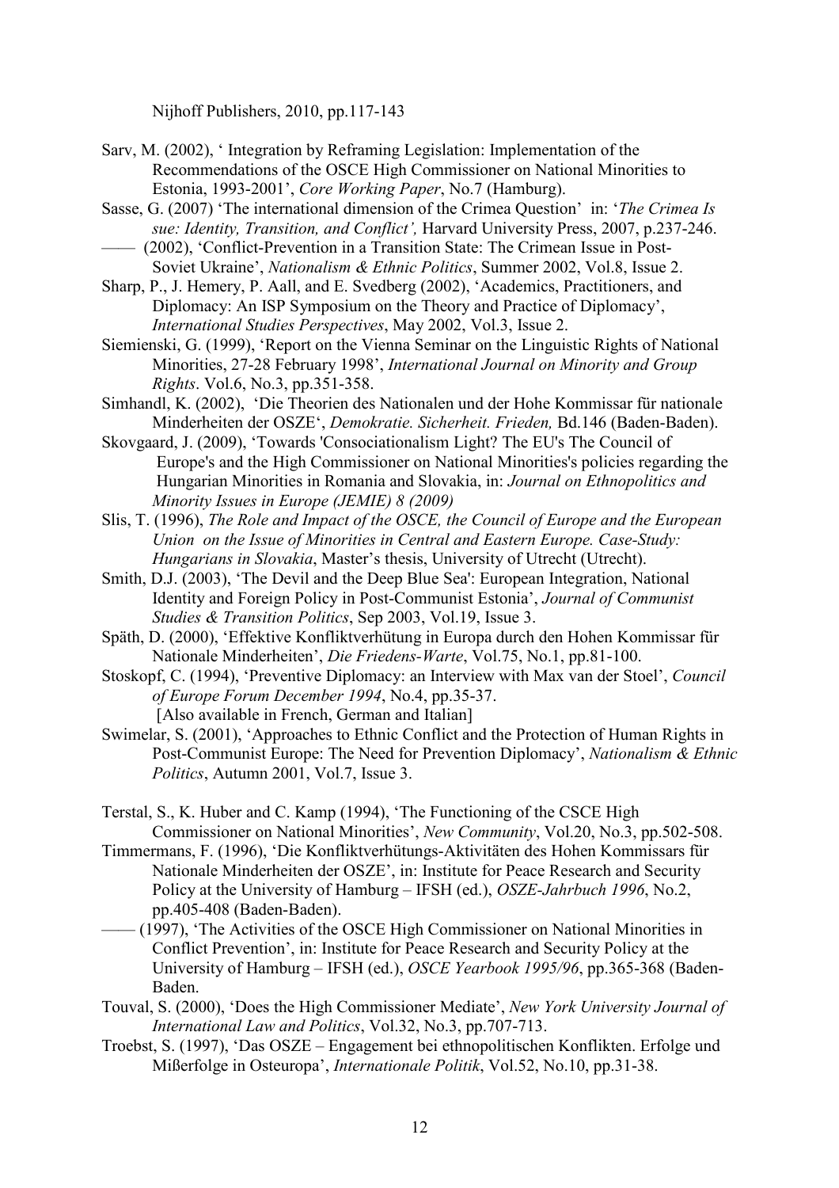Nijhoff Publishers, 2010, pp.117-143

Sarv, M. (2002), ' Integration by Reframing Legislation: Implementation of the Recommendations of the OSCE High Commissioner on National Minorities to Estonia, 1993-2001', *Core Working Paper*, No.7 (Hamburg).

Sasse, G. (2007) 'The international dimension of the Crimea Question' in: '*The Crimea Is sue: Identity, Transition, and Conflict',* Harvard University Press, 2007, p.237-246.

—— (2002), 'Conflict-Prevention in a Transition State: The Crimean Issue in Post-Soviet Ukraine', *Nationalism & Ethnic Politics*, Summer 2002, Vol.8, Issue 2.

Sharp, P., J. Hemery, P. Aall, and E. Svedberg (2002), 'Academics, Practitioners, and Diplomacy: An ISP Symposium on the Theory and Practice of Diplomacy', *International Studies Perspectives*, May 2002, Vol.3, Issue 2.

Siemienski, G. (1999), 'Report on the Vienna Seminar on the Linguistic Rights of National Minorities, 27-28 February 1998', *International Journal on Minority and Group Rights*. Vol.6, No.3, pp.351-358.

Simhandl, K. (2002), 'Die Theorien des Nationalen und der Hohe Kommissar für nationale Minderheiten der OSZE', *Demokratie. Sicherheit. Frieden,* Bd.146 (Baden-Baden).

Skovgaard, J. (2009), 'Towards 'Consociationalism Light? The EU's The Council of Europe's and the High Commissioner on National Minorities's policies regarding the Hungarian Minorities in Romania and Slovakia, in: *Journal on Ethnopolitics and Minority Issues in Europe (JEMIE) 8 (2009)*

Slis, T. (1996), *The Role and Impact of the OSCE, the Council of Europe and the European Union on the Issue of Minorities in Central and Eastern Europe. Case-Study: Hungarians in Slovakia*, Master's thesis, University of Utrecht (Utrecht).

Smith, D.J. (2003), 'The Devil and the Deep Blue Sea': European Integration, National Identity and Foreign Policy in Post-Communist Estonia', *Journal of Communist Studies & Transition Politics*, Sep 2003, Vol.19, Issue 3.

Späth, D. (2000), 'Effektive Konfliktverhütung in Europa durch den Hohen Kommissar für Nationale Minderheiten', *Die Friedens-Warte*, Vol.75, No.1, pp.81-100.

Stoskopf, C. (1994), 'Preventive Diplomacy: an Interview with Max van der Stoel', *Council of Europe Forum December 1994*, No.4, pp.35-37.
[Also available in French, German and Italian]

Swimelar, S. (2001), 'Approaches to Ethnic Conflict and the Protection of Human Rights in Post-Communist Europe: The Need for Prevention Diplomacy', *Nationalism & Ethnic Politics*, Autumn 2001, Vol.7, Issue 3.

Terstal, S., K. Huber and C. Kamp (1994), 'The Functioning of the CSCE High Commissioner on National Minorities', *New Community*, Vol.20, No.3, pp.502-508.

Timmermans, F. (1996), 'Die Konfliktverhütungs-Aktivitäten des Hohen Kommissars für Nationale Minderheiten der OSZE', in: Institute for Peace Research and Security Policy at the University of Hamburg – IFSH (ed.), *OSZE-Jahrbuch 1996*, No.2, pp.405-408 (Baden-Baden).

—— (1997), 'The Activities of the OSCE High Commissioner on National Minorities in Conflict Prevention', in: Institute for Peace Research and Security Policy at the University of Hamburg – IFSH (ed.), *OSCE Yearbook 1995/96*, pp.365-368 (Baden-Baden.

Touval, S. (2000), 'Does the High Commissioner Mediate', *New York University Journal of International Law and Politics*, Vol.32, No.3, pp.707-713.

Troebst, S. (1997), 'Das OSZE – Engagement bei ethnopolitischen Konflikten. Erfolge und Mißerfolge in Osteuropa', *Internationale Politik*, Vol.52, No.10, pp.31-38.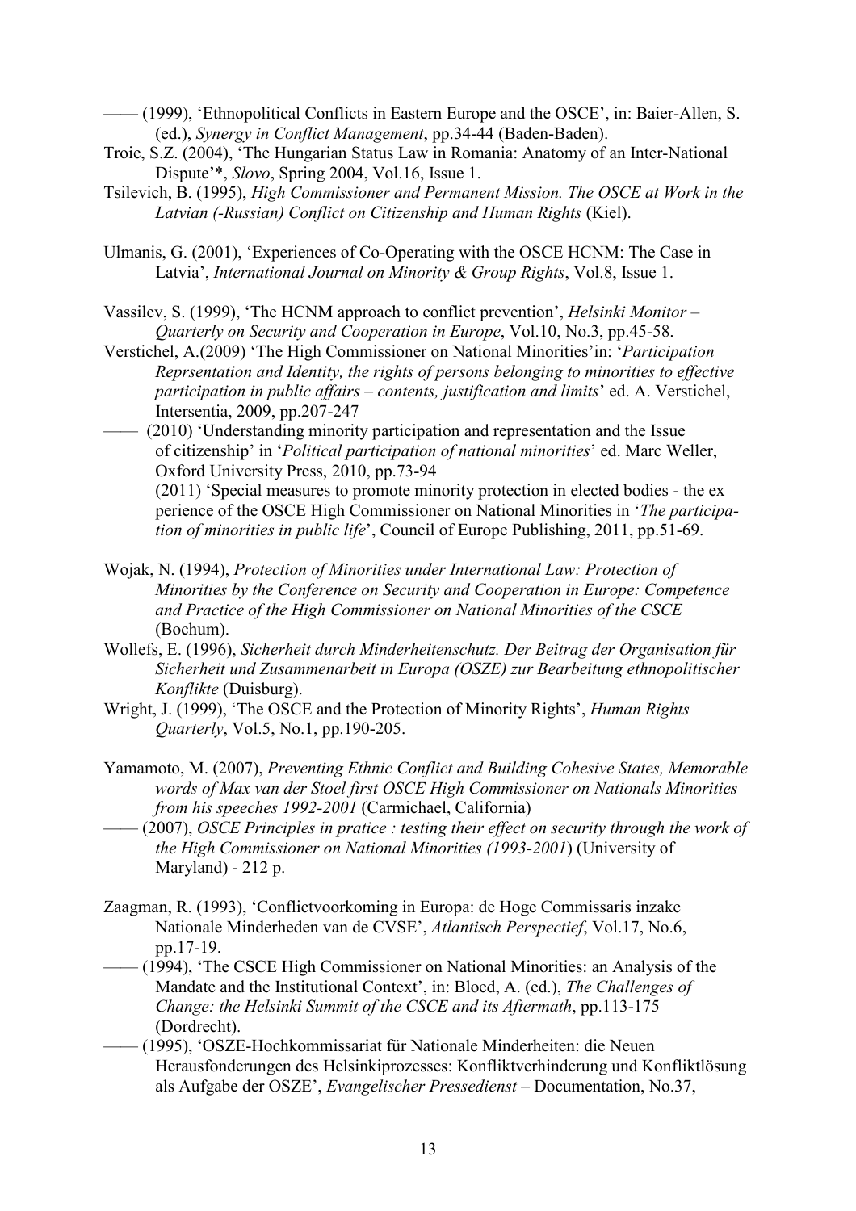—— (1999), 'Ethnopolitical Conflicts in Eastern Europe and the OSCE', in: Baier-Allen, S. (ed.), *Synergy in Conflict Management*, pp.34-44 (Baden-Baden).

Troie, S.Z. (2004), 'The Hungarian Status Law in Romania: Anatomy of an Inter-National Dispute'*, *Slovo*, Spring 2004, Vol.16, Issue 1.

Tsilevich, B. (1995), *High Commissioner and Permanent Mission. The OSCE at Work in the Latvian (-Russian) Conflict on Citizenship and Human Rights* (Kiel).

Ulmanis, G. (2001), 'Experiences of Co-Operating with the OSCE HCNM: The Case in Latvia', *International Journal on Minority & Group Rights*, Vol.8, Issue 1.

Vassilev, S. (1999), 'The HCNM approach to conflict prevention', *Helsinki Monitor – Quarterly on Security and Cooperation in Europe*, Vol.10, No.3, pp.45-58.

Verstichel, A.(2009) 'The High Commissioner on National Minorities'in: '*Participation Reprsentation and Identity, the rights of persons belonging to minorities to effective participation in public affairs – contents, justification and limits*' ed. A. Verstichel, Intersentia, 2009, pp.207-247

—— (2010) 'Understanding minority participation and representation and the Issue of citizenship' in '*Political participation of national minorities*' ed. Marc Weller, Oxford University Press, 2010, pp.73-94

(2011) 'Special measures to promote minority protection in elected bodies - the ex perience of the OSCE High Commissioner on National Minorities in '*The participation of minorities in public life*', Council of Europe Publishing, 2011, pp.51-69.

Wojak, N. (1994), *Protection of Minorities under International Law: Protection of Minorities by the Conference on Security and Cooperation in Europe: Competence and Practice of the High Commissioner on National Minorities of the CSCE* (Bochum).

Wollefs, E. (1996), *Sicherheit durch Minderheitenschutz. Der Beitrag der Organisation für Sicherheit und Zusammenarbeit in Europa (OSZE) zur Bearbeitung ethnopolitischer Konflikte* (Duisburg).

Wright, J. (1999), 'The OSCE and the Protection of Minority Rights', *Human Rights Quarterly*, Vol.5, No.1, pp.190-205.

Yamamoto, M. (2007), *Preventing Ethnic Conflict and Building Cohesive States, Memorable words of Max van der Stoel first OSCE High Commissioner on Nationals Minorities from his speeches 1992-2001* (Carmichael, California)

—— (2007), *OSCE Principles in pratice : testing their effect on security through the work of the High Commissioner on National Minorities (1993-2001*) (University of Maryland) - 212 p.

Zaagman, R. (1993), 'Conflictvoorkoming in Europa: de Hoge Commissaris inzake Nationale Minderheden van de CVSE', *Atlantisch Perspectief*, Vol.17, No.6, pp.17-19.

—— (1994), 'The CSCE High Commissioner on National Minorities: an Analysis of the Mandate and the Institutional Context', in: Bloed, A. (ed.), *The Challenges of Change: the Helsinki Summit of the CSCE and its Aftermath*, pp.113-175 (Dordrecht).

—— (1995), 'OSZE-Hochkommissariat für Nationale Minderheiten: die Neuen Herausfonderungen des Helsinkiprozesses: Konfliktverhinderung und Konfliktlösung als Aufgabe der OSZE', *Evangelischer Pressedienst* – Documentation, No.37,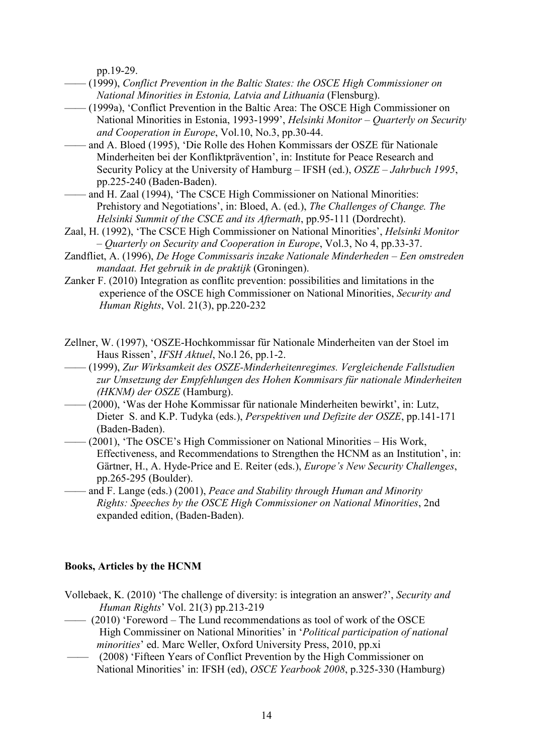pp.19-29.

—— (1999), *Conflict Prevention in the Baltic States: the OSCE High Commissioner on National Minorities in Estonia, Latvia and Lithuania* (Flensburg).

—— (1999a), 'Conflict Prevention in the Baltic Area: The OSCE High Commissioner on National Minorities in Estonia, 1993-1999', *Helsinki Monitor – Quarterly on Security and Cooperation in Europe*, Vol.10, No.3, pp.30-44.

—— and A. Bloed (1995), 'Die Rolle des Hohen Kommissars der OSZE für Nationale Minderheiten bei der Konfliktprävention', in: Institute for Peace Research and Security Policy at the University of Hamburg – IFSH (ed.), *OSZE – Jahrbuch 1995*, pp.225-240 (Baden-Baden).

—— and H. Zaal (1994), 'The CSCE High Commissioner on National Minorities: Prehistory and Negotiations', in: Bloed, A. (ed.), *The Challenges of Change. The Helsinki Summit of the CSCE and its Aftermath*, pp.95-111 (Dordrecht).

Zaal, H. (1992), 'The CSCE High Commissioner on National Minorities', *Helsinki Monitor – Quarterly on Security and Cooperation in Europe*, Vol.3, No 4, pp.33-37.

Zandfliet, A. (1996), *De Hoge Commissaris inzake Nationale Minderheden – Een omstreden mandaat. Het gebruik in de praktijk* (Groningen).

Zanker F. (2010) Integration as conflitc prevention: possibilities and limitations in the experience of the OSCE high Commissioner on National Minorities, *Security and Human Rights*, Vol. 21(3), pp.220-232

Zellner, W. (1997), 'OSZE-Hochkommissar für Nationale Minderheiten van der Stoel im Haus Rissen', *IFSH Aktuel*, No.l 26, pp.1-2.

—— (1999), *Zur Wirksamkeit des OSZE-Minderheitenregimes. Vergleichende Fallstudien zur Umsetzung der Empfehlungen des Hohen Kommisars für nationale Minderheiten (HKNM) der OSZE* (Hamburg).

—— (2000), 'Was der Hohe Kommissar für nationale Minderheiten bewirkt', in: Lutz, Dieter S. and K.P. Tudyka (eds.), *Perspektiven und Defizite der OSZE*, pp.141-171 (Baden-Baden).

—— (2001), 'The OSCE's High Commissioner on National Minorities – His Work, Effectiveness, and Recommendations to Strengthen the HCNM as an Institution', in: Gärtner, H., A. Hyde-Price and E. Reiter (eds.), *Europe's New Security Challenges*, pp.265-295 (Boulder).

—— and F. Lange (eds.) (2001), *Peace and Stability through Human and Minority Rights: Speeches by the OSCE High Commissioner on National Minorities*, 2nd expanded edition, (Baden-Baden).

**Books, Articles by the HCNM**

Vollebaek, K. (2010) 'The challenge of diversity: is integration an answer?', *Security and Human Rights*' Vol. 21(3) pp.213-219

—— (2010) 'Foreword – The Lund recommendations as tool of work of the OSCE High Commissiner on National Minorities' in '*Political participation of national minorities*' ed. Marc Weller, Oxford University Press, 2010, pp.xi

—— (2008) 'Fifteen Years of Conflict Prevention by the High Commissioner on National Minorities' in: IFSH (ed), *OSCE Yearbook 2008*, p.325-330 (Hamburg)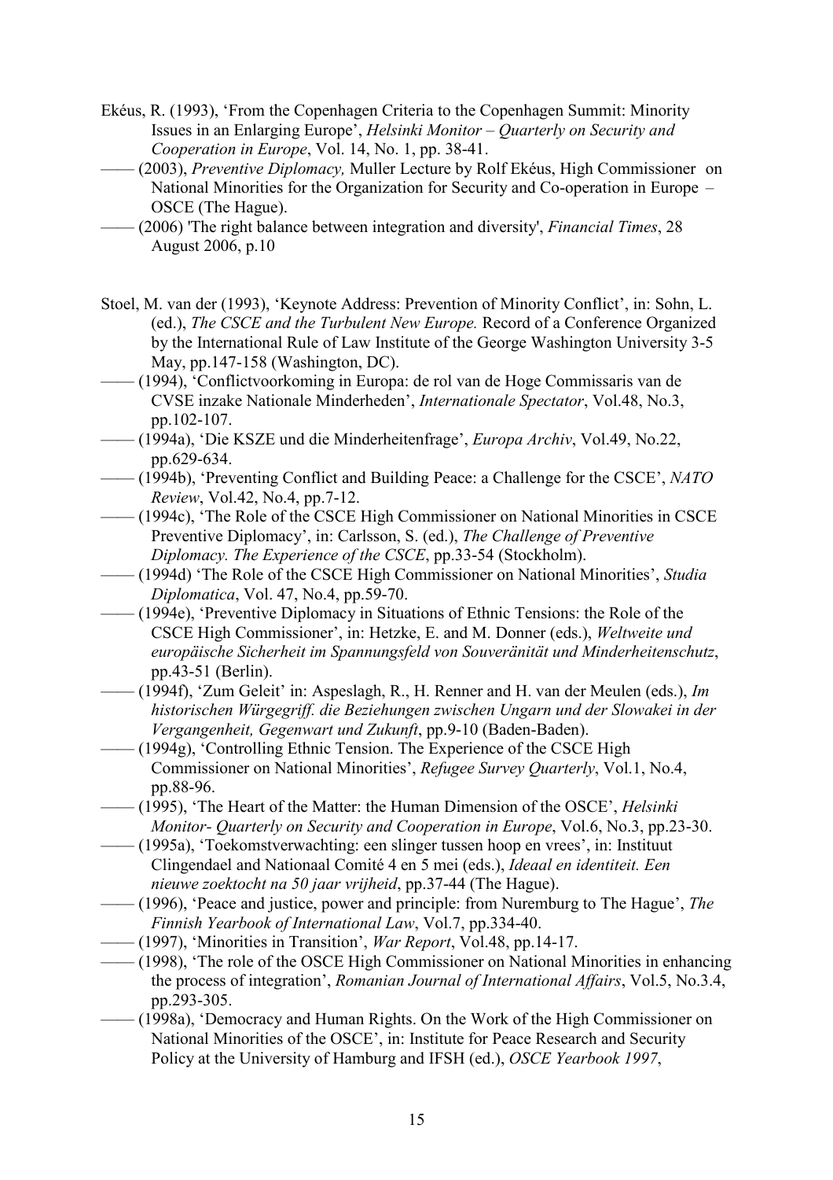Ekéus, R. (1993), 'From the Copenhagen Criteria to the Copenhagen Summit: Minority Issues in an Enlarging Europe', *Helsinki Monitor – Quarterly on Security and Cooperation in Europe*, Vol. 14, No. 1, pp. 38-41.

—— (2003), *Preventive Diplomacy,* Muller Lecture by Rolf Ekéus, High Commissioner on National Minorities for the Organization for Security and Co-operation in Europe – OSCE (The Hague).

—— (2006) 'The right balance between integration and diversity', *Financial Times*, 28 August 2006, p.10

Stoel, M. van der (1993), 'Keynote Address: Prevention of Minority Conflict', in: Sohn, L. (ed.), *The CSCE and the Turbulent New Europe.* Record of a Conference Organized by the International Rule of Law Institute of the George Washington University 3-5 May, pp.147-158 (Washington, DC).

—— (1994), 'Conflictvoorkoming in Europa: de rol van de Hoge Commissaris van de CVSE inzake Nationale Minderheden', *Internationale Spectator*, Vol.48, No.3, pp.102-107.

—— (1994a), 'Die KSZE und die Minderheitenfrage', *Europa Archiv*, Vol.49, No.22, pp.629-634.

—— (1994b), 'Preventing Conflict and Building Peace: a Challenge for the CSCE', *NATO Review*, Vol.42, No.4, pp.7-12.

—— (1994c), 'The Role of the CSCE High Commissioner on National Minorities in CSCE Preventive Diplomacy', in: Carlsson, S. (ed.), *The Challenge of Preventive Diplomacy. The Experience of the CSCE*, pp.33-54 (Stockholm).

—— (1994d) 'The Role of the CSCE High Commissioner on National Minorities', *Studia Diplomatica*, Vol. 47, No.4, pp.59-70.

—— (1994e), 'Preventive Diplomacy in Situations of Ethnic Tensions: the Role of the CSCE High Commissioner', in: Hetzke, E. and M. Donner (eds.), *Weltweite und europäische Sicherheit im Spannungsfeld von Souveränität und Minderheitenschutz*, pp.43-51 (Berlin).

—— (1994f), 'Zum Geleit' in: Aspeslagh, R., H. Renner and H. van der Meulen (eds.), *Im historischen Würgegriff. die Beziehungen zwischen Ungarn und der Slowakei in der Vergangenheit, Gegenwart und Zukunft*, pp.9-10 (Baden-Baden).

—— (1994g), 'Controlling Ethnic Tension. The Experience of the CSCE High Commissioner on National Minorities', *Refugee Survey Quarterly*, Vol.1, No.4, pp.88-96.

—— (1995), 'The Heart of the Matter: the Human Dimension of the OSCE', *Helsinki Monitor- Quarterly on Security and Cooperation in Europe*, Vol.6, No.3, pp.23-30.

—— (1995a), 'Toekomstverwachting: een slinger tussen hoop en vrees', in: Instituut Clingendael and Nationaal Comité 4 en 5 mei (eds.), *Ideaal en identiteit. Een nieuwe zoektocht na 50 jaar vrijheid*, pp.37-44 (The Hague).

—— (1996), 'Peace and justice, power and principle: from Nuremburg to The Hague', *The Finnish Yearbook of International Law*, Vol.7, pp.334-40.

—— (1997), 'Minorities in Transition', *War Report*, Vol.48, pp.14-17.

—— (1998), 'The role of the OSCE High Commissioner on National Minorities in enhancing the process of integration', *Romanian Journal of International Affairs*, Vol.5, No.3.4, pp.293-305.

—— (1998a), 'Democracy and Human Rights. On the Work of the High Commissioner on National Minorities of the OSCE', in: Institute for Peace Research and Security Policy at the University of Hamburg and IFSH (ed.), *OSCE Yearbook 1997*,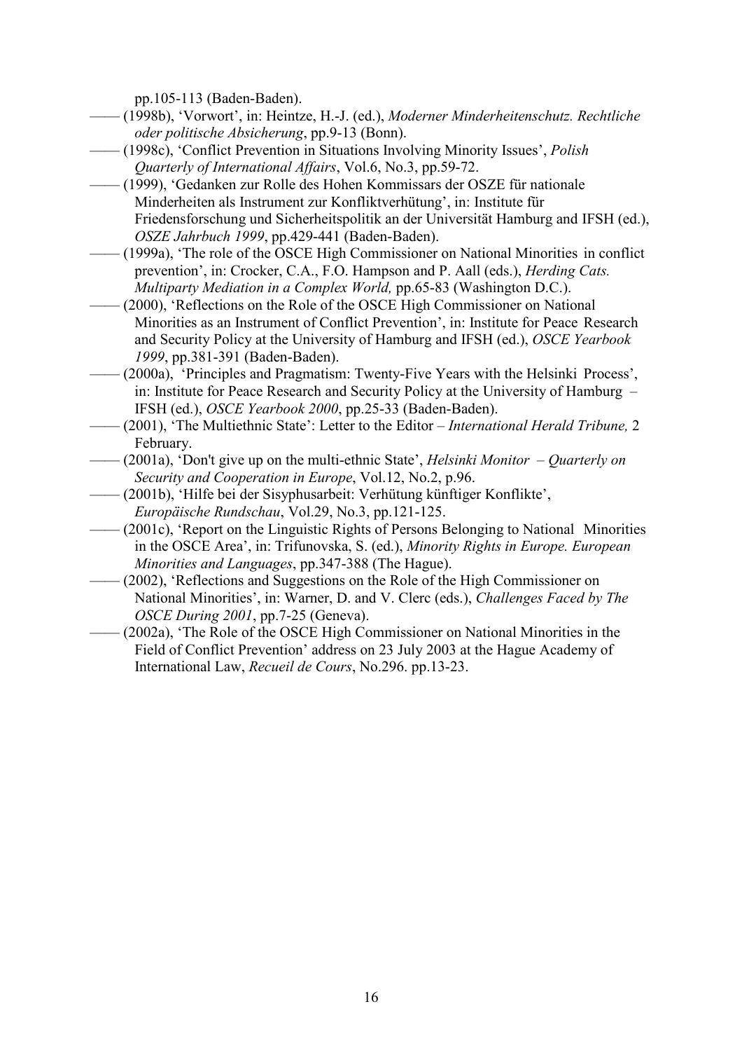pp.105-113 (Baden-Baden).

—— (1998b), 'Vorwort', in: Heintze, H.-J. (ed.), *Moderner Minderheitenschutz. Rechtliche oder politische Absicherung*, pp.9-13 (Bonn).

—— (1998c), 'Conflict Prevention in Situations Involving Minority Issues', *Polish Quarterly of International Affairs*, Vol.6, No.3, pp.59-72.

—— (1999), 'Gedanken zur Rolle des Hohen Kommissars der OSZE für nationale Minderheiten als Instrument zur Konfliktverhütung', in: Institute für Friedensforschung und Sicherheitspolitik an der Universität Hamburg and IFSH (ed.), *OSZE Jahrbuch 1999*, pp.429-441 (Baden-Baden).

—— (1999a), 'The role of the OSCE High Commissioner on National Minorities in conflict prevention', in: Crocker, C.A., F.O. Hampson and P. Aall (eds.), *Herding Cats. Multiparty Mediation in a Complex World,* pp.65-83 (Washington D.C.).

—— (2000), 'Reflections on the Role of the OSCE High Commissioner on National Minorities as an Instrument of Conflict Prevention', in: Institute for Peace Research and Security Policy at the University of Hamburg and IFSH (ed.), *OSCE Yearbook 1999*, pp.381-391 (Baden-Baden).

—— (2000a), 'Principles and Pragmatism: Twenty-Five Years with the Helsinki Process', in: Institute for Peace Research and Security Policy at the University of Hamburg – IFSH (ed.), *OSCE Yearbook 2000*, pp.25-33 (Baden-Baden).

—— (2001), 'The Multiethnic State': Letter to the Editor – *International Herald Tribune,* 2 February.

—— (2001a), 'Don't give up on the multi-ethnic State', *Helsinki Monitor – Quarterly on Security and Cooperation in Europe*, Vol.12, No.2, p.96.

—— (2001b), 'Hilfe bei der Sisyphusarbeit: Verhütung künftiger Konflikte', *Europäische Rundschau*, Vol.29, No.3, pp.121-125.

—— (2001c), 'Report on the Linguistic Rights of Persons Belonging to National Minorities in the OSCE Area', in: Trifunovska, S. (ed.), *Minority Rights in Europe. European Minorities and Languages*, pp.347-388 (The Hague).

—— (2002), 'Reflections and Suggestions on the Role of the High Commissioner on National Minorities', in: Warner, D. and V. Clerc (eds.), *Challenges Faced by The OSCE During 2001*, pp.7-25 (Geneva).

—— (2002a), 'The Role of the OSCE High Commissioner on National Minorities in the Field of Conflict Prevention' address on 23 July 2003 at the Hague Academy of International Law, *Recueil de Cours*, No.296. pp.13-23.